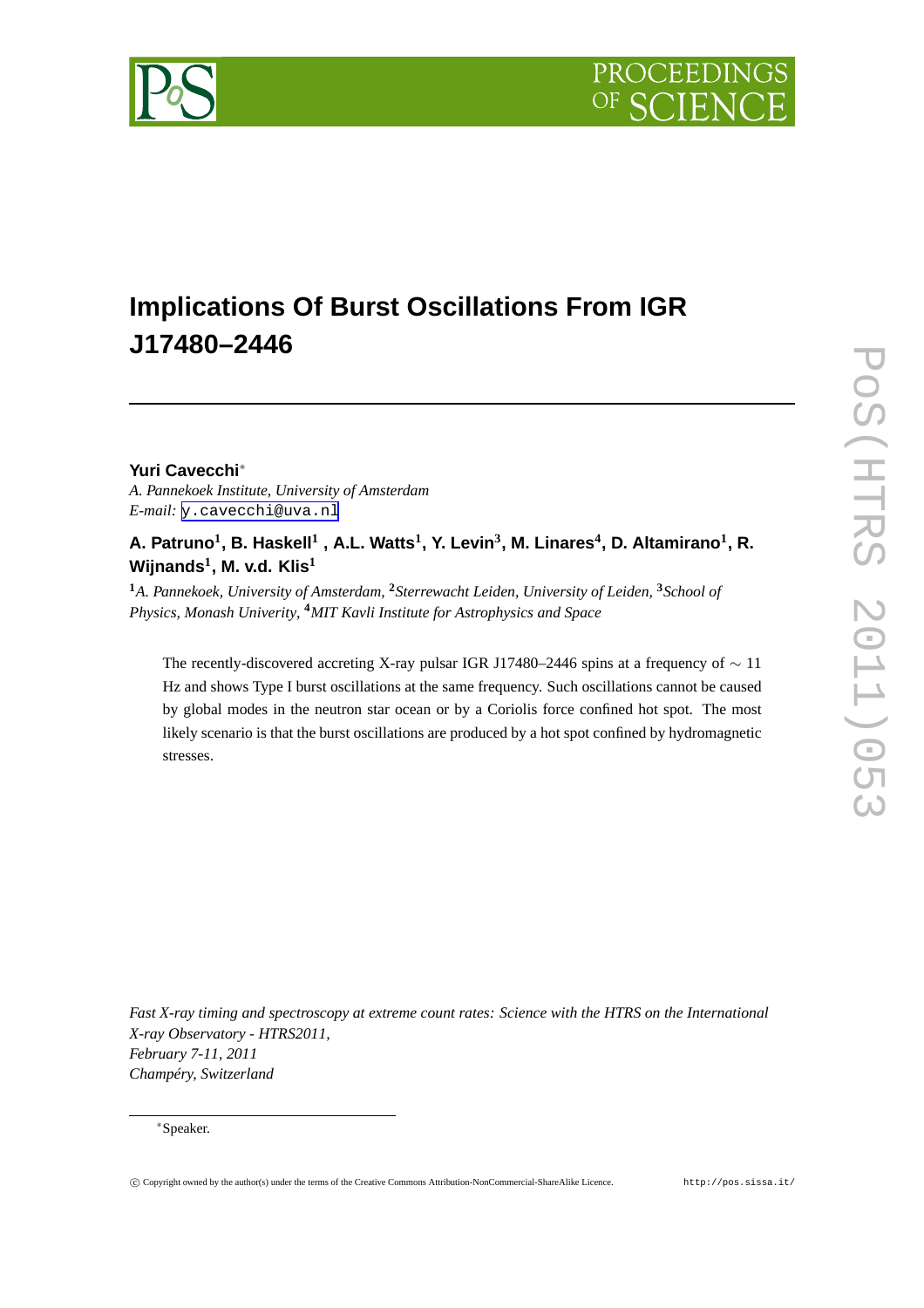# Implications Of Burst Oscillations From IGR J17480–2446

**Yuri Cavecchi***

*A. Pannekoek Institute, University of Amsterdam*
*E-mail:* y.cavecchi@uva.nl

**A. Patruno[1], B. Haskell[1] , A.L. Watts[1], Y. Levin[3], M. Linares[4], D. Altamirano[1], R. Wijnands[1], M. v.d. Klis[1]**

[1]*A. Pannekoek, University of Amsterdam,* [2]*Sterrewacht Leiden, University of Leiden,* [3]*School of Physics, Monash Univerity,* [4]*MIT Kavli Institute for Astrophysics and Space*

The recently-discovered accreting X-ray pulsar IGR J17480–2446 spins at a frequency of $\sim 11$ Hz and shows Type I burst oscillations at the same frequency. Such oscillations cannot be caused by global modes in the neutron star ocean or by a Coriolis force confined hot spot. The most likely scenario is that the burst oscillations are produced by a hot spot confined by hydromagnetic stresses.

*Fast X-ray timing and spectroscopy at extreme count rates: Science with the HTRS on the International X-ray Observatory - HTRS2011,*
*February 7-11, 2011*
*Champéry, Switzerland*

*Speaker.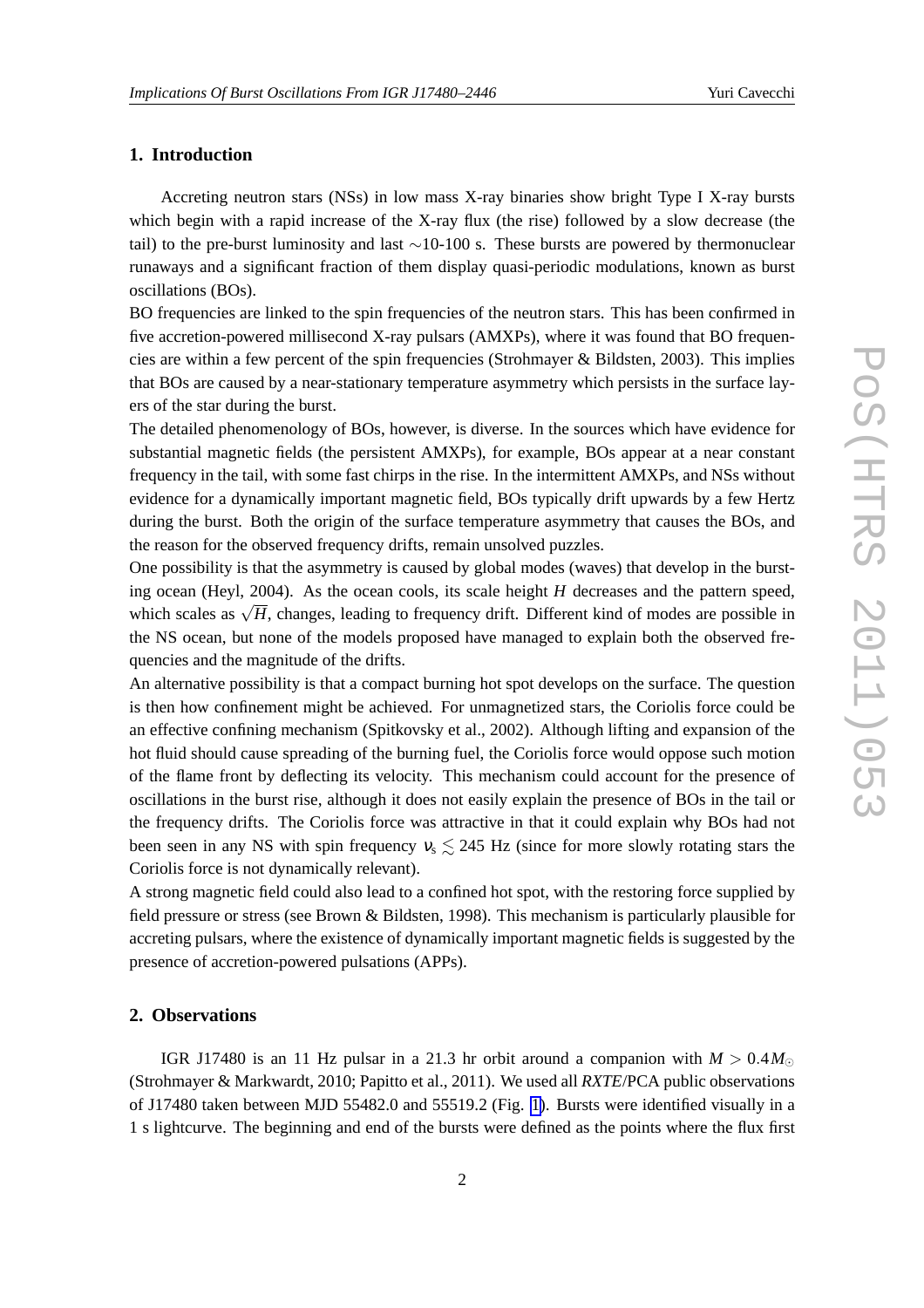## 1. Introduction

Accreting neutron stars (NSs) in low mass X-ray binaries show bright Type I X-ray bursts which begin with a rapid increase of the X-ray flux (the rise) followed by a slow decrease (the tail) to the pre-burst luminosity and last $\sim$10-100 s. These bursts are powered by thermonuclear runaways and a significant fraction of them display quasi-periodic modulations, known as burst oscillations (BOs).

BO frequencies are linked to the spin frequencies of the neutron stars. This has been confirmed in five accretion-powered millisecond X-ray pulsars (AMXPs), where it was found that BO frequencies are within a few percent of the spin frequencies (Strohmayer & Bildsten, 2003). This implies that BOs are caused by a near-stationary temperature asymmetry which persists in the surface layers of the star during the burst.

The detailed phenomenology of BOs, however, is diverse. In the sources which have evidence for substantial magnetic fields (the persistent AMXPs), for example, BOs appear at a near constant frequency in the tail, with some fast chirps in the rise. In the intermittent AMXPs, and NSs without evidence for a dynamically important magnetic field, BOs typically drift upwards by a few Hertz during the burst. Both the origin of the surface temperature asymmetry that causes the BOs, and the reason for the observed frequency drifts, remain unsolved puzzles.

One possibility is that the asymmetry is caused by global modes (waves) that develop in the bursting ocean (Heyl, 2004). As the ocean cools, its scale height $H$ decreases and the pattern speed, which scales as $\sqrt{H}$, changes, leading to frequency drift. Different kind of modes are possible in the NS ocean, but none of the models proposed have managed to explain both the observed frequencies and the magnitude of the drifts.

An alternative possibility is that a compact burning hot spot develops on the surface. The question is then how confinement might be achieved. For unmagnetized stars, the Coriolis force could be an effective confining mechanism (Spitkovsky et al., 2002). Although lifting and expansion of the hot fluid should cause spreading of the burning fuel, the Coriolis force would oppose such motion of the flame front by deflecting its velocity. This mechanism could account for the presence of oscillations in the burst rise, although it does not easily explain the presence of BOs in the tail or the frequency drifts. The Coriolis force was attractive in that it could explain why BOs had not been seen in any NS with spin frequency $\nu_s \lesssim 245$ Hz (since for more slowly rotating stars the Coriolis force is not dynamically relevant).

A strong magnetic field could also lead to a confined hot spot, with the restoring force supplied by field pressure or stress (see Brown & Bildsten, 1998). This mechanism is particularly plausible for accreting pulsars, where the existence of dynamically important magnetic fields is suggested by the presence of accretion-powered pulsations (APPs).

## 2. Observations

IGR J17480 is an 11 Hz pulsar in a 21.3 hr orbit around a companion with $M > 0.4 M_{\odot}$ (Strohmayer & Markwardt, 2010; Papitto et al., 2011). We used all *RXTE*/PCA public observations of J17480 taken between MJD 55482.0 and 55519.2 (Fig. 1). Bursts were identified visually in a 1 s lightcurve. The beginning and end of the bursts were defined as the points where the flux first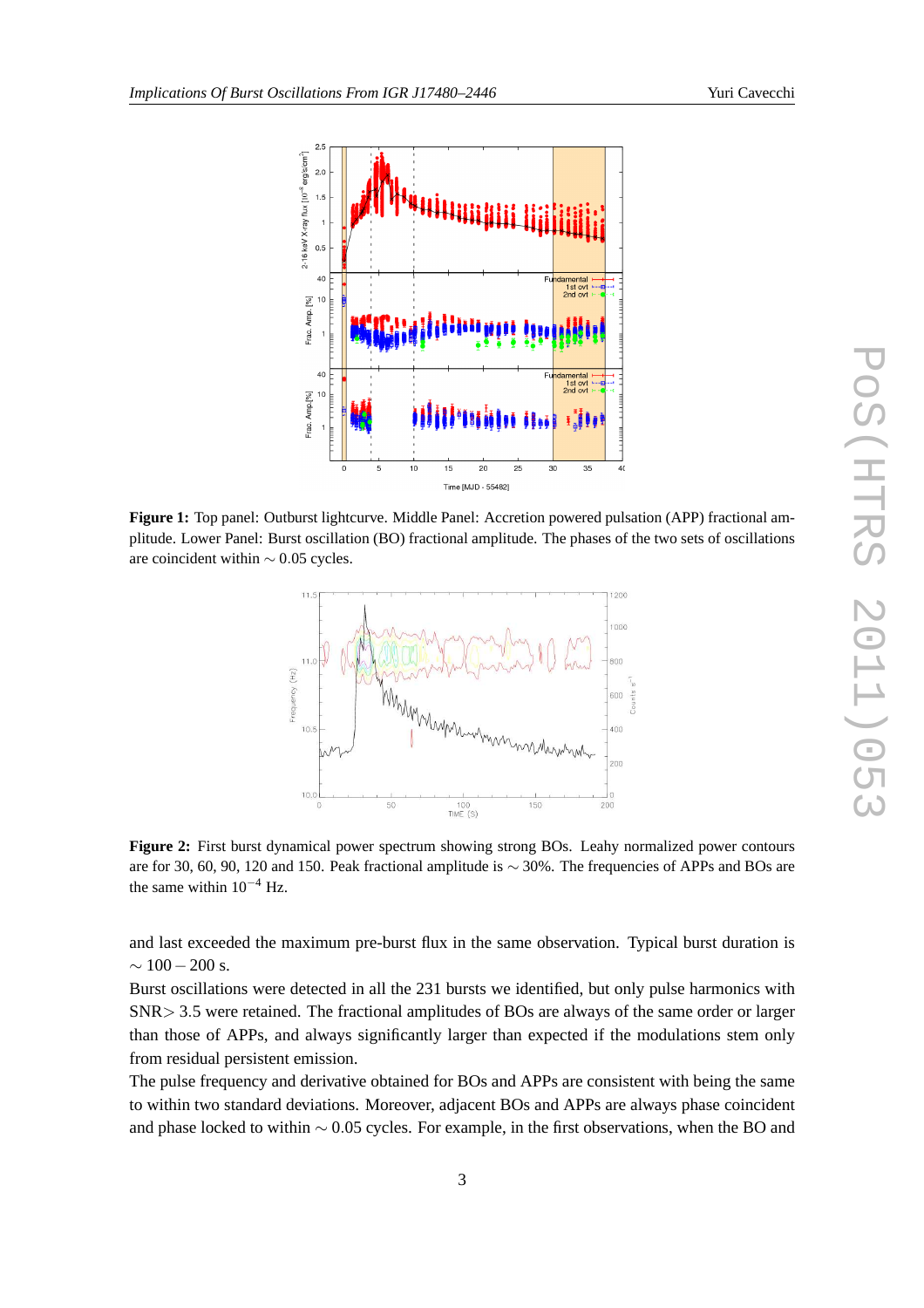**Figure 1:** Top panel: Outburst lightcurve. Middle Panel: Accretion powered pulsation (APP) fractional amplitude. Lower Panel: Burst oscillation (BO) fractional amplitude. The phases of the two sets of oscillations are coincident within $\sim 0.05$ cycles.

**Figure 2:** First burst dynamical power spectrum showing strong BOs. Leahy normalized power contours are for 30, 60, 90, 120 and 150. Peak fractional amplitude is $\sim 30\%$. The frequencies of APPs and BOs are the same within $10^{-4}$ Hz.

and last exceeded the maximum pre-burst flux in the same observation. Typical burst duration is $\sim 100-200$ s.

Burst oscillations were detected in all the 231 bursts we identified, but only pulse harmonics with SNR$>3.5$ were retained. The fractional amplitudes of BOs are always of the same order or larger than those of APPs, and always significantly larger than expected if the modulations stem only from residual persistent emission.

The pulse frequency and derivative obtained for BOs and APPs are consistent with being the same to within two standard deviations. Moreover, adjacent BOs and APPs are always phase coincident and phase locked to within $\sim 0.05$ cycles. For example, in the first observations, when the BO and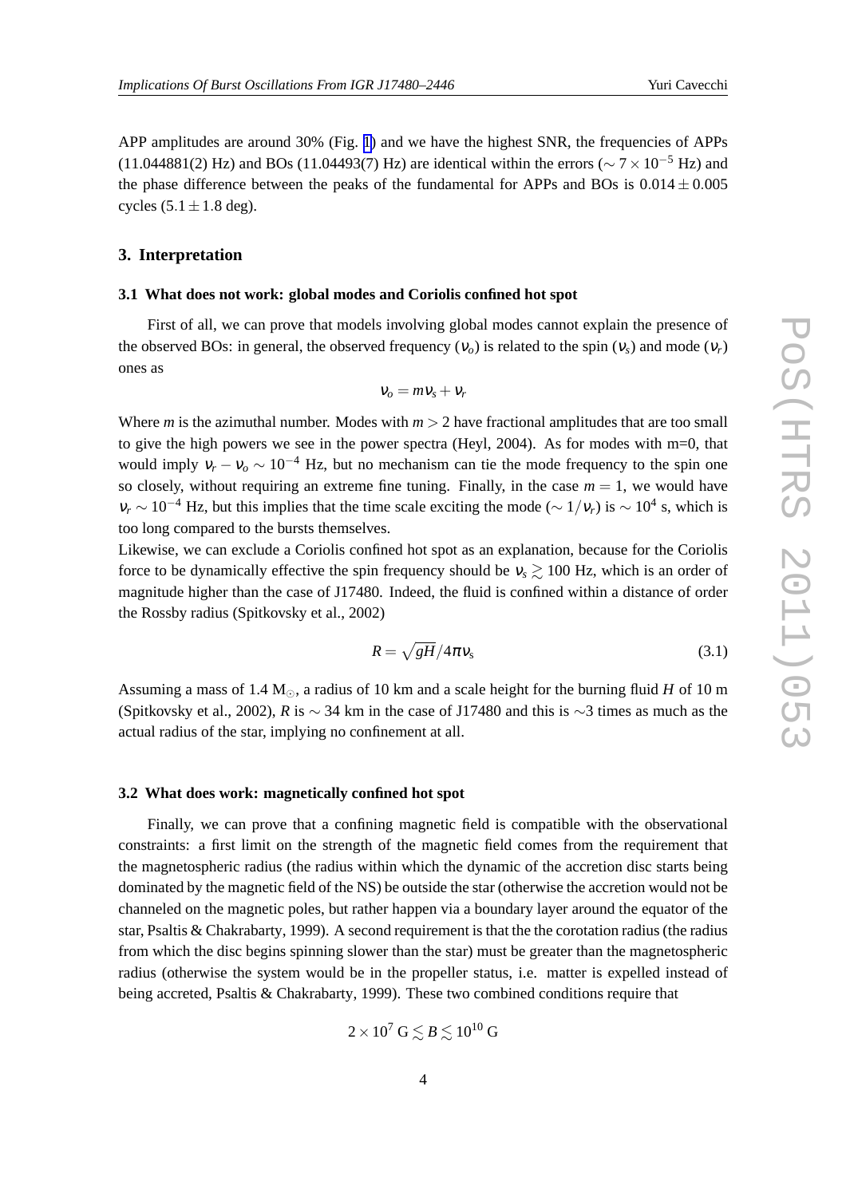APP amplitudes are around 30% (Fig. 1) and we have the highest SNR, the frequencies of APPs (11.044881(2) Hz) and BOs (11.04493(7) Hz) are identical within the errors ($\sim 7\times10^{-5}$ Hz) and the phase difference between the peaks of the fundamental for APPs and BOs is $0.014\pm0.005$ cycles ($5.1\pm1.8$ deg).

## 3. Interpretation

### 3.1 What does not work: global modes and Coriolis confined hot spot

First of all, we can prove that models involving global modes cannot explain the presence of the observed BOs: in general, the observed frequency ($\nu_o$) is related to the spin ($\nu_s$) and mode ($\nu_r$) ones as

$$\nu_o = m\nu_s + \nu_r$$

Where $m$ is the azimuthal number. Modes with $m>2$ have fractional amplitudes that are too small to give the high powers we see in the power spectra (Heyl, 2004). As for modes with m=0, that would imply $\nu_r - \nu_o \sim 10^{-4}$ Hz, but no mechanism can tie the mode frequency to the spin one so closely, without requiring an extreme fine tuning. Finally, in the case $m=1$, we would have $\nu_r \sim 10^{-4}$ Hz, but this implies that the time scale exciting the mode ($\sim 1/\nu_r$) is $\sim 10^4$ s, which is too long compared to the bursts themselves.
Likewise, we can exclude a Coriolis confined hot spot as an explanation, because for the Coriolis force to be dynamically effective the spin frequency should be $\nu_s \gtrsim 100$ Hz, which is an order of magnitude higher than the case of J17480. Indeed, the fluid is confined within a distance of order the Rossby radius (Spitkovsky et al., 2002)

$$R = \sqrt{gH}/4\pi\nu_s \tag{3.1}$$

Assuming a mass of 1.4 $M_\odot$, a radius of 10 km and a scale height for the burning fluid $H$ of 10 m (Spitkovsky et al., 2002), $R$ is $\sim 34$ km in the case of J17480 and this is $\sim 3$ times as much as the actual radius of the star, implying no confinement at all.

### 3.2 What does work: magnetically confined hot spot

Finally, we can prove that a confining magnetic field is compatible with the observational constraints: a first limit on the strength of the magnetic field comes from the requirement that the magnetospheric radius (the radius within which the dynamic of the accretion disc starts being dominated by the magnetic field of the NS) be outside the star (otherwise the accretion would not be channeled on the magnetic poles, but rather happen via a boundary layer around the equator of the star, Psaltis & Chakrabarty, 1999). A second requirement is that the the corotation radius (the radius from which the disc begins spinning slower than the star) must be greater than the magnetospheric radius (otherwise the system would be in the propeller status, i.e. matter is expelled instead of being accreted, Psaltis & Chakrabarty, 1999). These two combined conditions require that

$$2\times10^7 \text{ G} \lesssim B \lesssim 10^{10} \text{ G}$$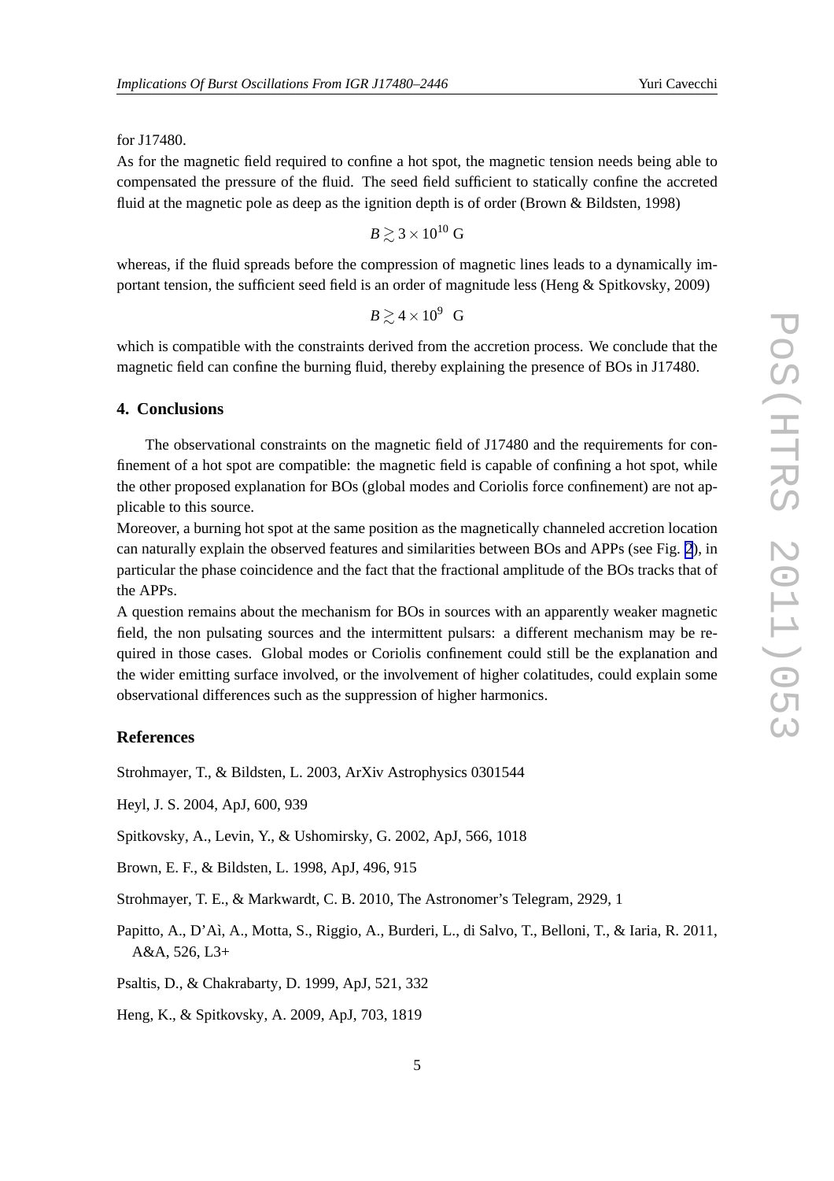for J17480.

As for the magnetic field required to confine a hot spot, the magnetic tension needs being able to compensated the pressure of the fluid. The seed field sufficient to statically confine the accreted fluid at the magnetic pole as deep as the ignition depth is of order (Brown & Bildsten, 1998)

$$B \gtrsim 3 \times 10^{10} \text{ G}$$

whereas, if the fluid spreads before the compression of magnetic lines leads to a dynamically important tension, the sufficient seed field is an order of magnitude less (Heng & Spitkovsky, 2009)

$$B \gtrsim 4 \times 10^{9} \text{ G}$$

which is compatible with the constraints derived from the accretion process. We conclude that the magnetic field can confine the burning fluid, thereby explaining the presence of BOs in J17480.

## 4. Conclusions

The observational constraints on the magnetic field of J17480 and the requirements for confinement of a hot spot are compatible: the magnetic field is capable of confining a hot spot, while the other proposed explanation for BOs (global modes and Coriolis force confinement) are not applicable to this source.

Moreover, a burning hot spot at the same position as the magnetically channeled accretion location can naturally explain the observed features and similarities between BOs and APPs (see Fig. 2), in particular the phase coincidence and the fact that the fractional amplitude of the BOs tracks that of the APPs.

A question remains about the mechanism for BOs in sources with an apparently weaker magnetic field, the non pulsating sources and the intermittent pulsars: a different mechanism may be required in those cases. Global modes or Coriolis confinement could still be the explanation and the wider emitting surface involved, or the involvement of higher colatitudes, could explain some observational differences such as the suppression of higher harmonics.

## References

Strohmayer, T., & Bildsten, L. 2003, ArXiv Astrophysics 0301544

Heyl, J. S. 2004, ApJ, 600, 939

Spitkovsky, A., Levin, Y., & Ushomirsky, G. 2002, ApJ, 566, 1018

Brown, E. F., & Bildsten, L. 1998, ApJ, 496, 915

Strohmayer, T. E., & Markwardt, C. B. 2010, The Astronomer's Telegram, 2929, 1

Papitto, A., D'Aì, A., Motta, S., Riggio, A., Burderi, L., di Salvo, T., Belloni, T., & Iaria, R. 2011, A&A, 526, L3+

Psaltis, D., & Chakrabarty, D. 1999, ApJ, 521, 332

Heng, K., & Spitkovsky, A. 2009, ApJ, 703, 1819